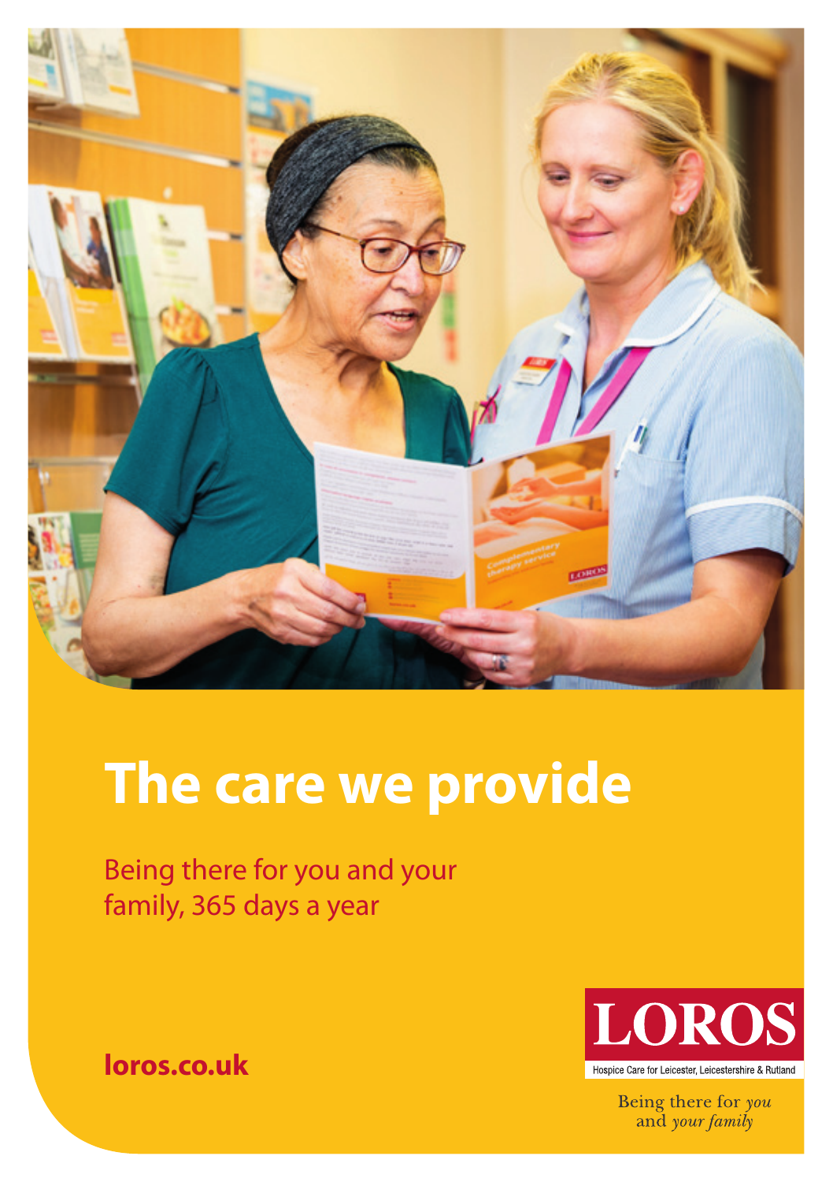# The care we provide

Being there for you and your family, 365 days a year

loros.co.uk

LOROS

Hospice Care for Leicester, Leicestershire & Rutland

Being there for *you* and *your family*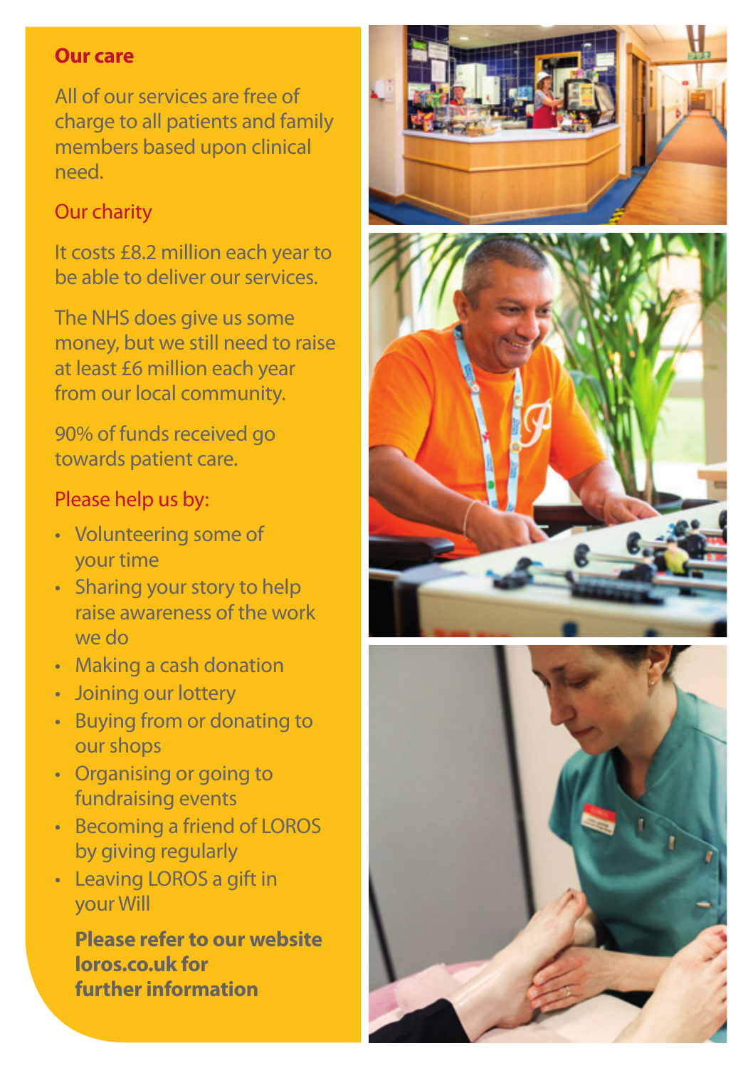## Our care

All of our services are free of charge to all patients and family members based upon clinical need.

## Our charity

It costs £8.2 million each year to be able to deliver our services.

The NHS does give us some money, but we still need to raise at least £6 million each year from our local community.

90% of funds received go towards patient care.

## Please help us by:

- Volunteering some of your time
- Sharing your story to help raise awareness of the work we do
- Making a cash donation
- Joining our lottery
- Buying from or donating to our shops
- Organising or going to fundraising events
- Becoming a friend of LOROS by giving regularly
- Leaving LOROS a gift in your Will

**Please refer to our website loros.co.uk for further information**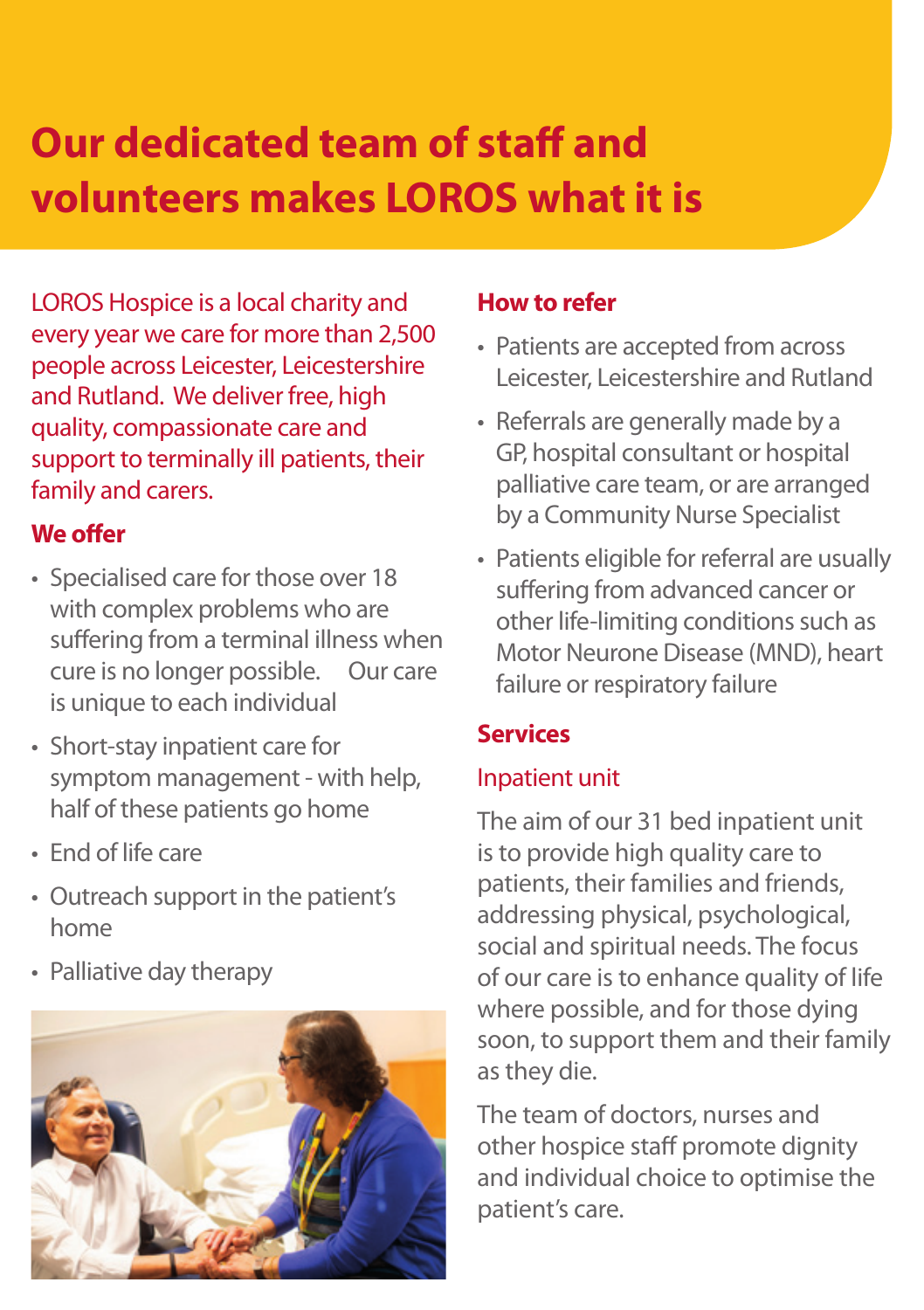# Our dedicated team of staff and volunteers makes LOROS what it is

LOROS Hospice is a local charity and every year we care for more than 2,500 people across Leicester, Leicestershire and Rutland. We deliver free, high quality, compassionate care and support to terminally ill patients, their family and carers.

## We offer

- Specialised care for those over 18 with complex problems who are suffering from a terminal illness when cure is no longer possible. Our care is unique to each individual
- Short-stay inpatient care for symptom management - with help, half of these patients go home
- End of life care
- Outreach support in the patient's home
- Palliative day therapy

## How to refer

- Patients are accepted from across Leicester, Leicestershire and Rutland
- Referrals are generally made by a GP, hospital consultant or hospital palliative care team, or are arranged by a Community Nurse Specialist
- Patients eligible for referral are usually suffering from advanced cancer or other life-limiting conditions such as Motor Neurone Disease (MND), heart failure or respiratory failure

## Services

### Inpatient unit

The aim of our 31 bed inpatient unit is to provide high quality care to patients, their families and friends, addressing physical, psychological, social and spiritual needs. The focus of our care is to enhance quality of life where possible, and for those dying soon, to support them and their family as they die.

The team of doctors, nurses and other hospice staff promote dignity and individual choice to optimise the patient's care.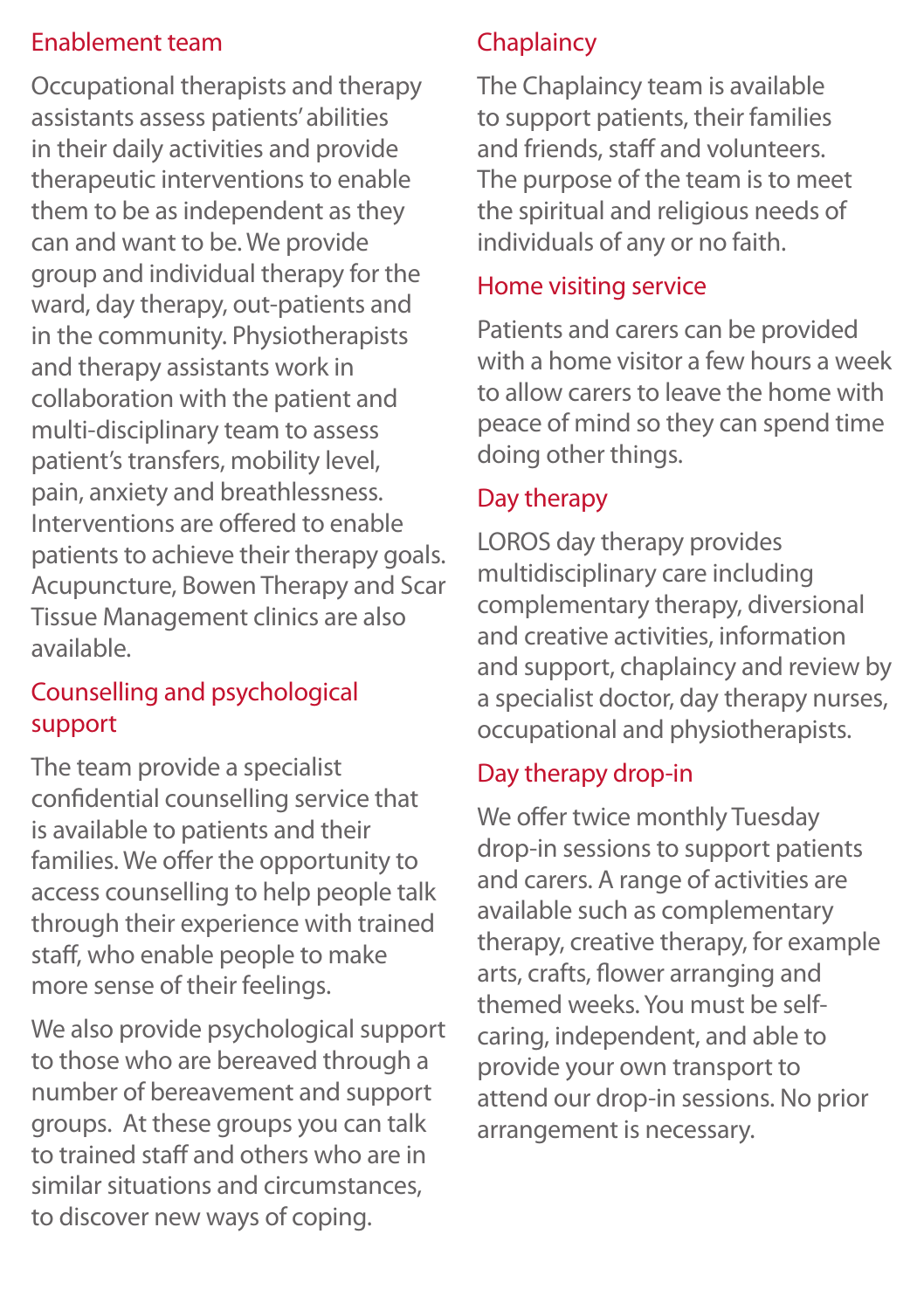## Enablement team

Occupational therapists and therapy assistants assess patients' abilities in their daily activities and provide therapeutic interventions to enable them to be as independent as they can and want to be. We provide group and individual therapy for the ward, day therapy, out-patients and in the community. Physiotherapists and therapy assistants work in collaboration with the patient and multi-disciplinary team to assess patient's transfers, mobility level, pain, anxiety and breathlessness. Interventions are offered to enable patients to achieve their therapy goals. Acupuncture, Bowen Therapy and Scar Tissue Management clinics are also available.

## Counselling and psychological support

The team provide a specialist confidential counselling service that is available to patients and their families. We offer the opportunity to access counselling to help people talk through their experience with trained staff, who enable people to make more sense of their feelings.

We also provide psychological support to those who are bereaved through a number of bereavement and support groups. At these groups you can talk to trained staff and others who are in similar situations and circumstances, to discover new ways of coping.

## Chaplaincy

The Chaplaincy team is available to support patients, their families and friends, staff and volunteers. The purpose of the team is to meet the spiritual and religious needs of individuals of any or no faith.

## Home visiting service

Patients and carers can be provided with a home visitor a few hours a week to allow carers to leave the home with peace of mind so they can spend time doing other things.

## Day therapy

LOROS day therapy provides multidisciplinary care including complementary therapy, diversional and creative activities, information and support, chaplaincy and review by a specialist doctor, day therapy nurses, occupational and physiotherapists.

## Day therapy drop-in

We offer twice monthly Tuesday drop-in sessions to support patients and carers. A range of activities are available such as complementary therapy, creative therapy, for example arts, crafts, flower arranging and themed weeks. You must be self-caring, independent, and able to provide your own transport to attend our drop-in sessions. No prior arrangement is necessary.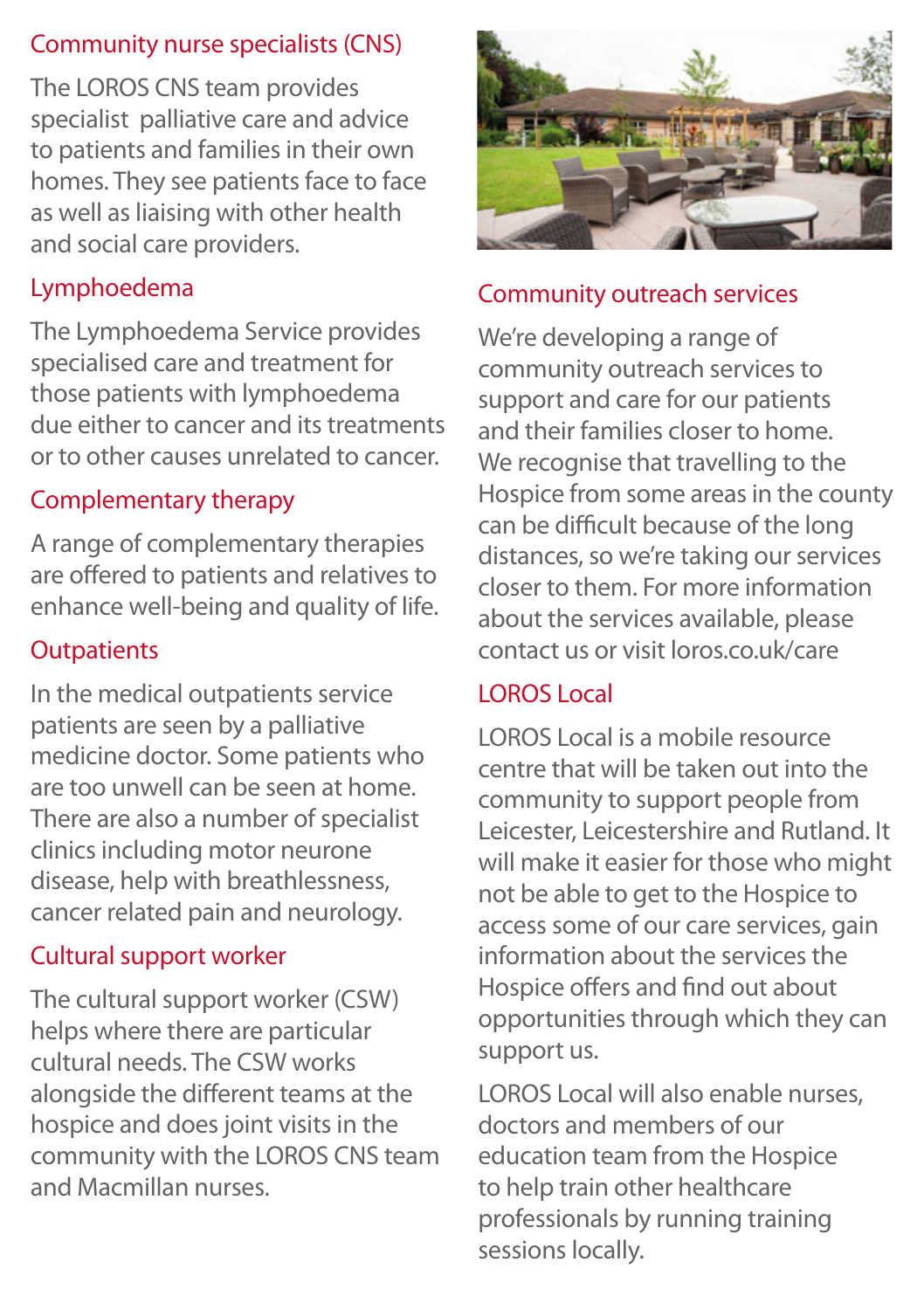## Community nurse specialists (CNS)

The LOROS CNS team provides specialist palliative care and advice to patients and families in their own homes. They see patients face to face as well as liaising with other health and social care providers.

## Lymphoedema

The Lymphoedema Service provides specialised care and treatment for those patients with lymphoedema due either to cancer and its treatments or to other causes unrelated to cancer.

## Complementary therapy

A range of complementary therapies are offered to patients and relatives to enhance well-being and quality of life.

## Outpatients

In the medical outpatients service patients are seen by a palliative medicine doctor. Some patients who are too unwell can be seen at home. There are also a number of specialist clinics including motor neurone disease, help with breathlessness, cancer related pain and neurology.

## Cultural support worker

The cultural support worker (CSW) helps where there are particular cultural needs. The CSW works alongside the different teams at the hospice and does joint visits in the community with the LOROS CNS team and Macmillan nurses.

## Community outreach services

We're developing a range of community outreach services to support and care for our patients and their families closer to home. We recognise that travelling to the Hospice from some areas in the county can be difficult because of the long distances, so we're taking our services closer to them. For more information about the services available, please contact us or visit loros.co.uk/care

## LOROS Local

LOROS Local is a mobile resource centre that will be taken out into the community to support people from Leicester, Leicestershire and Rutland. It will make it easier for those who might not be able to get to the Hospice to access some of our care services, gain information about the services the Hospice offers and find out about opportunities through which they can support us.

LOROS Local will also enable nurses, doctors and members of our education team from the Hospice to help train other healthcare professionals by running training sessions locally.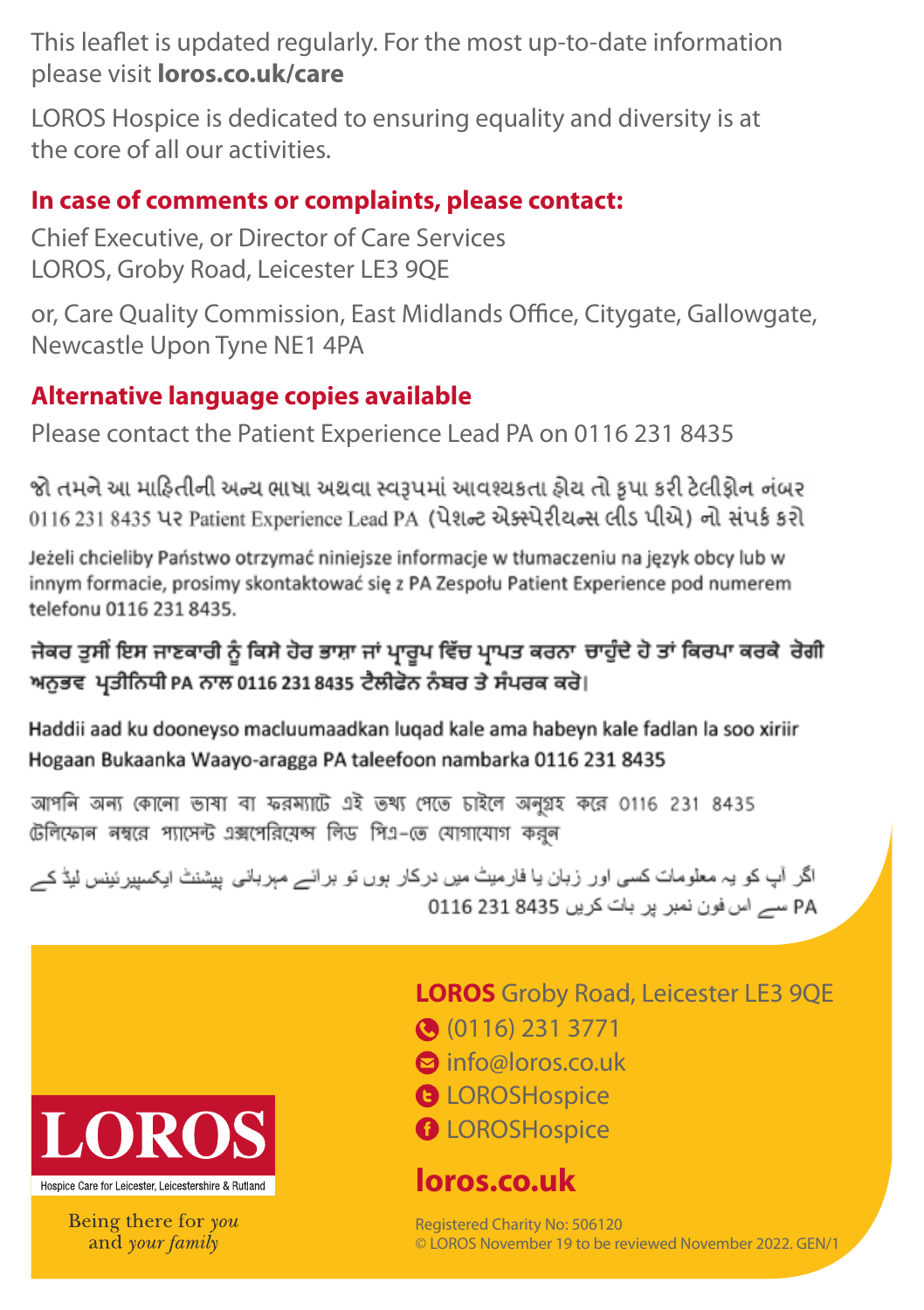This leaflet is updated regularly. For the most up-to-date information please visit **loros.co.uk/care**

LOROS Hospice is dedicated to ensuring equality and diversity is at the core of all our activities.

## In case of comments or complaints, please contact:

Chief Executive, or Director of Care Services
LOROS, Groby Road, Leicester LE3 9QE

or, Care Quality Commission, East Midlands Office, Citygate, Gallowgate, Newcastle Upon Tyne NE1 4PA

## Alternative language copies available

Please contact the Patient Experience Lead PA on 0116 231 8435

જો તમને આ માહિતીની અન્ય ભાષા અથવા સ્વરૂપમાં આવશ્યકતા હોય તો કૃપા કરી ટેલીફોન નંબર 0116 231 8435 પર Patient Experience Lead PA (પેશન્ટ એક્સ્પેરીયન્સ લીડ પીએ) નો સંપર્ક કરો

Jeżeli chcielibу Państwo otrzymać niniejsze informacje w tłumaczeniu na język obcy lub w innym formacie, prosimy skontaktować się z PA Zespołu Patient Experience pod numerem telefonu 0116 231 8435.

ਜੇਕਰ ਤੁਸੀਂ ਇਸ ਜਾਣਕਾਰੀ ਨੂੰ ਕਿਸੇ ਹੋਰ ਭਾਸ਼ਾ ਜਾਂ ਪ੍ਰਾਰੂਪ ਵਿੱਚ ਪ੍ਰਾਪਤ ਕਰਨਾ ਚਾਹੁੰਦੇ ਹੋ ਤਾਂ ਕਿਰਪਾ ਕਰਕੇ ਰੋਗੀ ਅਨੁਭਵ ਪ੍ਰਤੀਨਿਧੀ PA ਨਾਲ 0116 231 8435 ਟੈਲੀਫੋਨ ਨੰਬਰ ਤੇ ਸੰਪਰਕ ਕਰੋ।

Haddii aad ku dooneyso macluumaadkan luqad kale ama habeyn kale fadlan la soo xiriir Hogaan Bukaanka Waayo-aragga PA taleefoon nambarka 0116 231 8435

আপনি অন্য কোনো ভাষা বা ফরম্যাটে এই তথ্য পেতে চাইলে অনুগ্রহ করে 0116 231 8435 টেলিফোন নম্বরে প্যাসেন্ট এক্সপেরিয়েন্স লিড পিএ-তে যোগাযোগ করুন

اگر آپ کو یہ معلومات کسی اور زبان یا فارمیٹ میں درکار ہوں تو برائے مہربانی پیشنٹ ایکسپیریئنس لیڈ کے PA سے اس فون نمبر پر بات کریں 0116 231 8435

**LOROS** Groby Road, Leicester LE3 9QE
(0116) 231 3771
info@loros.co.uk
LOROSHospice
LOROSHospice

**loros.co.uk**

LOROS
Hospice Care for Leicester, Leicestershire & Rutland

Being there for *you* and *your family*

Registered Charity No: 506120
© LOROS November 19 to be reviewed November 2022. GEN/1